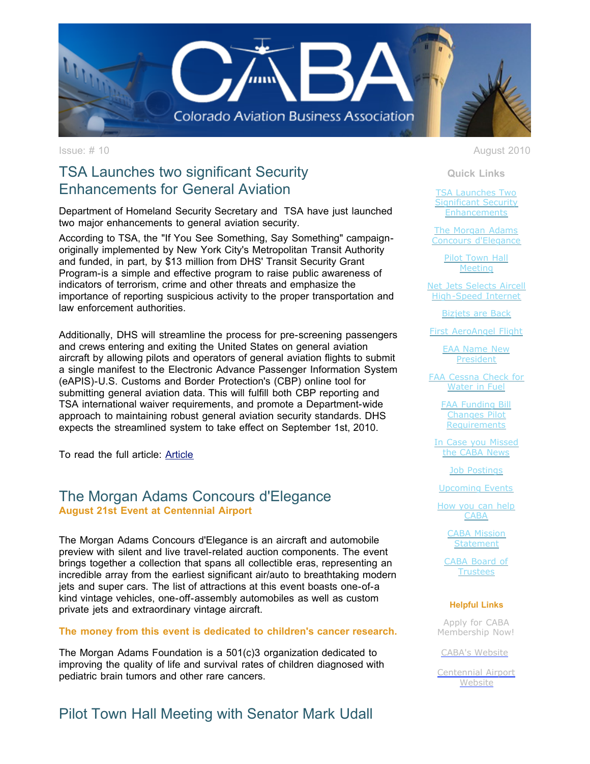# CABA

Colorado Aviation Business Association

Issue: # 10

August 2010

## TSA Launches two significant Security Enhancements for General Aviation

Department of Homeland Security Secretary and TSA have just launched two major enhancements to general aviation security.

According to TSA, the "If You See Something, Say Something" campaign-originally implemented by New York City's Metropolitan Transit Authority and funded, in part, by $13 million from DHS' Transit Security Grant Program-is a simple and effective program to raise public awareness of indicators of terrorism, crime and other threats and emphasize the importance of reporting suspicious activity to the proper transportation and law enforcement authorities.

Additionally, DHS will streamline the process for pre-screening passengers and crews entering and exiting the United States on general aviation aircraft by allowing pilots and operators of general aviation flights to submit a single manifest to the Electronic Advance Passenger Information System (eAPIS)-U.S. Customs and Border Protection's (CBP) online tool for submitting general aviation data. This will fulfill both CBP reporting and TSA international waiver requirements, and promote a Department-wide approach to maintaining robust general aviation security standards. DHS expects the streamlined system to take effect on September 1st, 2010.

To read the full article: Article

## The Morgan Adams Concours d'Elegance

**August 21st Event at Centennial Airport**

The Morgan Adams Concours d'Elegance is an aircraft and automobile preview with silent and live travel-related auction components. The event brings together a collection that spans all collectible eras, representing an incredible array from the earliest significant air/auto to breathtaking modern jets and super cars. The list of attractions at this event boasts one-of-a kind vintage vehicles, one-off-assembly automobiles as well as custom private jets and extraordinary vintage aircraft.

**The money from this event is dedicated to children's cancer research.**

The Morgan Adams Foundation is a 501(c)3 organization dedicated to improving the quality of life and survival rates of children diagnosed with pediatric brain tumors and other rare cancers.

## Pilot Town Hall Meeting with Senator Mark Udall

### Quick Links

- TSA Launches Two Significant Security Enhancements
- The Morgan Adams Concours d'Elegance
- Pilot Town Hall Meeting
- Net Jets Selects Aircell High-Speed Internet
- Bizjets are Back
- First AeroAngel Flight
- EAA Name New President
- FAA Cessna Check for Water in Fuel
- FAA Funding Bill Changes Pilot Requirements
- In Case you Missed the CABA News
- Job Postings
- Upcoming Events
- How you can help CABA
- CABA Mission Statement
- CABA Board of Trustees

### Helpful Links

- Apply for CABA Membership Now!
- CABA's Website
- Centennial Airport Website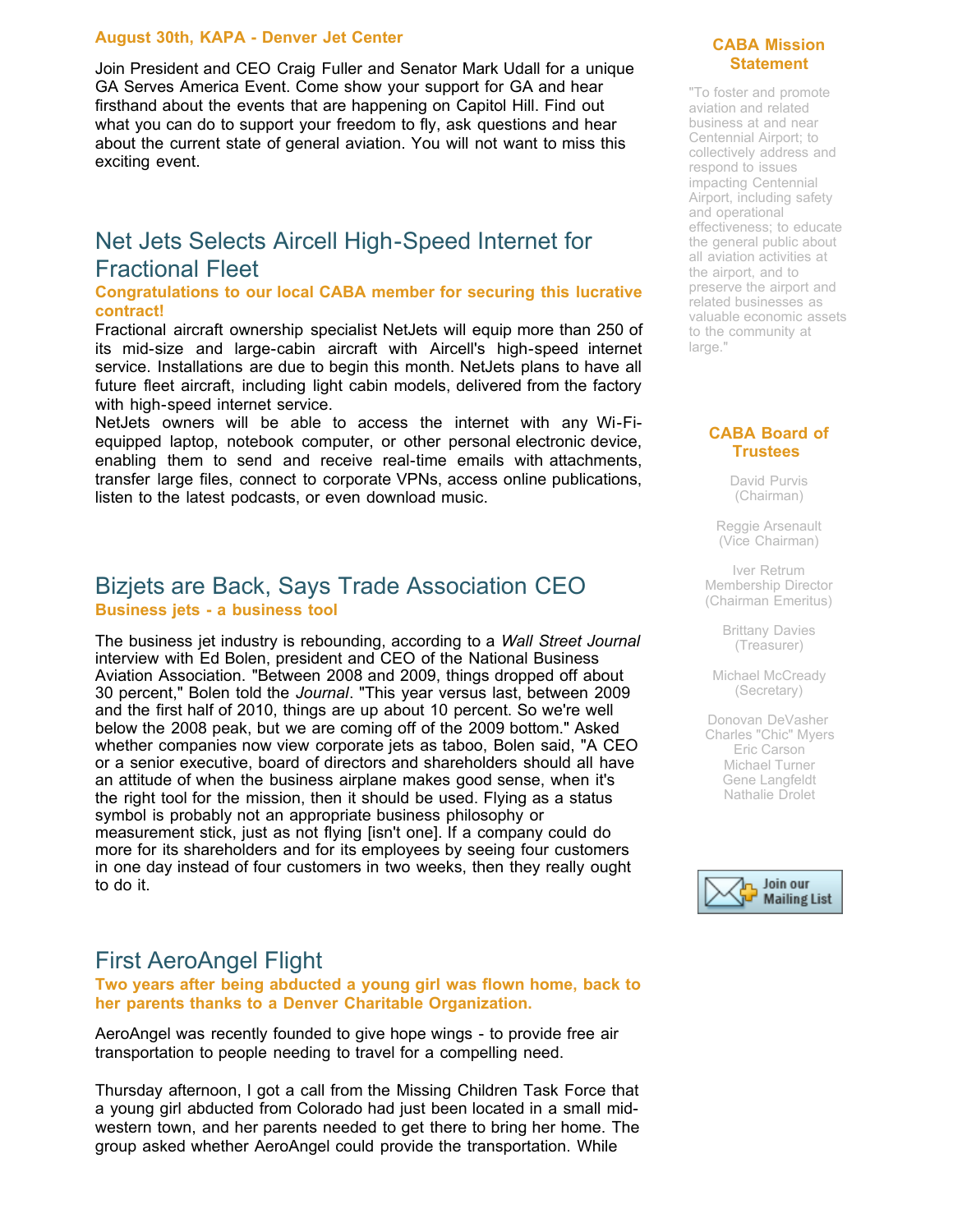**August 30th, KAPA - Denver Jet Center**

Join President and CEO Craig Fuller and Senator Mark Udall for a unique GA Serves America Event. Come show your support for GA and hear firsthand about the events that are happening on Capitol Hill. Find out what you can do to support your freedom to fly, ask questions and hear about the current state of general aviation. You will not want to miss this exciting event.

## Net Jets Selects Aircell High-Speed Internet for Fractional Fleet

**Congratulations to our local CABA member for securing this lucrative contract!**

Fractional aircraft ownership specialist NetJets will equip more than 250 of its mid-size and large-cabin aircraft with Aircell's high-speed internet service. Installations are due to begin this month. NetJets plans to have all future fleet aircraft, including light cabin models, delivered from the factory with high-speed internet service.

NetJets owners will be able to access the internet with any Wi-Fi-equipped laptop, notebook computer, or other personal electronic device, enabling them to send and receive real-time emails with attachments, transfer large files, connect to corporate VPNs, access online publications, listen to the latest podcasts, or even download music.

## Bizjets are Back, Says Trade Association CEO

**Business jets - a business tool**

The business jet industry is rebounding, according to a *Wall Street Journal* interview with Ed Bolen, president and CEO of the National Business Aviation Association. "Between 2008 and 2009, things dropped off about 30 percent," Bolen told the *Journal*. "This year versus last, between 2009 and the first half of 2010, things are up about 10 percent. So we're well below the 2008 peak, but we are coming off of the 2009 bottom." Asked whether companies now view corporate jets as taboo, Bolen said, "A CEO or a senior executive, board of directors and shareholders should all have an attitude of when the business airplane makes good sense, when it's the right tool for the mission, then it should be used. Flying as a status symbol is probably not an appropriate business philosophy or measurement stick, just as not flying [isn't one]. If a company could do more for its shareholders and for its employees by seeing four customers in one day instead of four customers in two weeks, then they really ought to do it.

## First AeroAngel Flight

**Two years after being abducted a young girl was flown home, back to her parents thanks to a Denver Charitable Organization.**

AeroAngel was recently founded to give hope wings - to provide free air transportation to people needing to travel for a compelling need.

Thursday afternoon, I got a call from the Missing Children Task Force that a young girl abducted from Colorado had just been located in a small mid-western town, and her parents needed to get there to bring her home. The group asked whether AeroAngel could provide the transportation. While

### CABA Mission Statement

"To foster and promote aviation and related business at and near Centennial Airport; to collectively address and respond to issues impacting Centennial Airport, including safety and operational effectiveness; to educate the general public about all aviation activities at the airport, and to preserve the airport and related businesses as valuable economic assets to the community at large."

### CABA Board of Trustees

David Purvis (Chairman)

Reggie Arsenault (Vice Chairman)

Iver Retrum Membership Director (Chairman Emeritus)

Brittany Davies (Treasurer)

Michael McCready (Secretary)

Donovan DeVasher
Charles "Chic" Myers
Eric Carson
Michael Turner
Gene Langfeldt
Nathalie Drolet

Join our Mailing List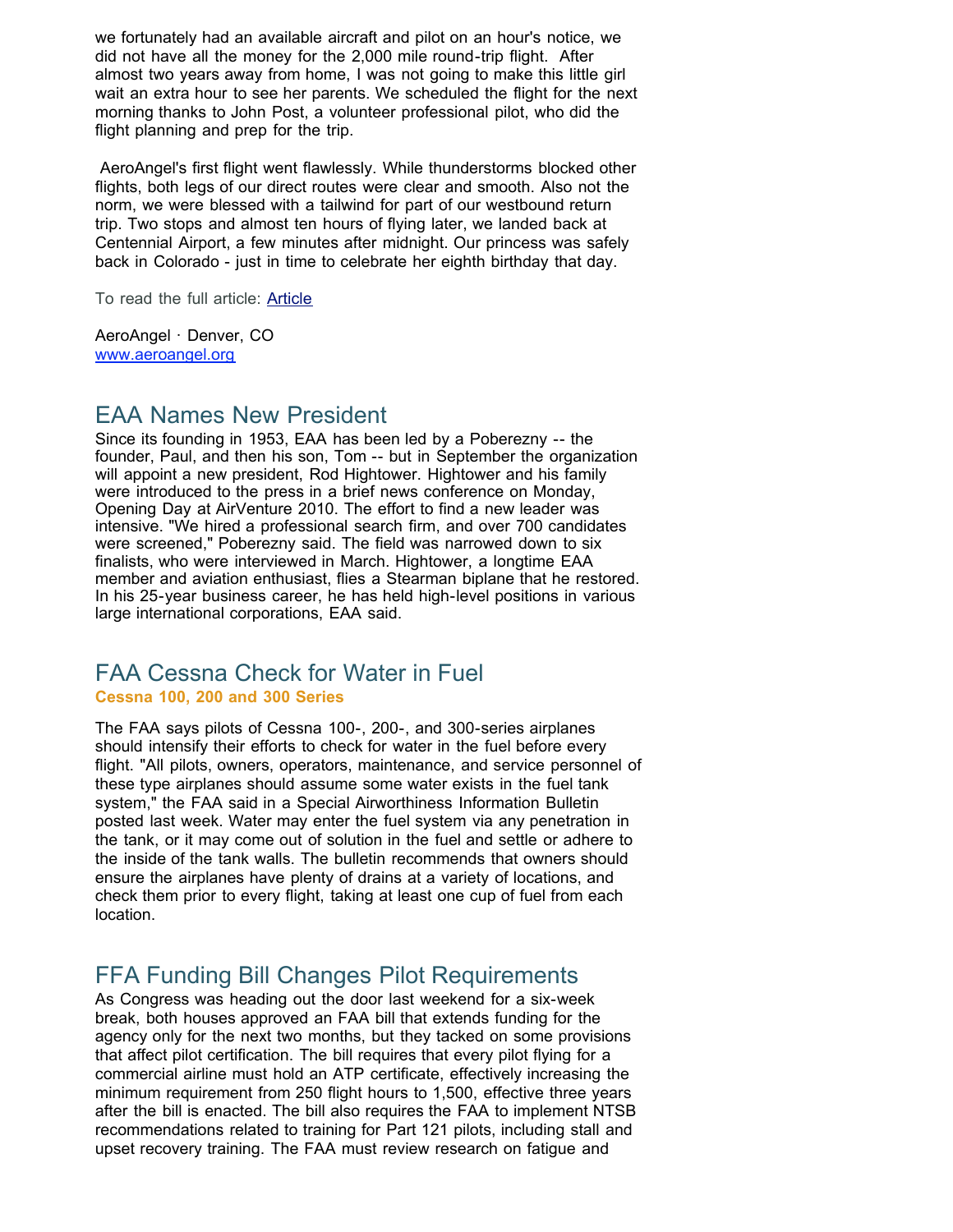we fortunately had an available aircraft and pilot on an hour's notice, we did not have all the money for the 2,000 mile round-trip flight. After almost two years away from home, I was not going to make this little girl wait an extra hour to see her parents. We scheduled the flight for the next morning thanks to John Post, a volunteer professional pilot, who did the flight planning and prep for the trip.

AeroAngel's first flight went flawlessly. While thunderstorms blocked other flights, both legs of our direct routes were clear and smooth. Also not the norm, we were blessed with a tailwind for part of our westbound return trip. Two stops and almost ten hours of flying later, we landed back at Centennial Airport, a few minutes after midnight. Our princess was safely back in Colorado - just in time to celebrate her eighth birthday that day.

To read the full article: Article

AeroAngel · Denver, CO
www.aeroangel.org

## EAA Names New President

Since its founding in 1953, EAA has been led by a Poberezny -- the founder, Paul, and then his son, Tom -- but in September the organization will appoint a new president, Rod Hightower. Hightower and his family were introduced to the press in a brief news conference on Monday, Opening Day at AirVenture 2010. The effort to find a new leader was intensive. "We hired a professional search firm, and over 700 candidates were screened," Poberezny said. The field was narrowed down to six finalists, who were interviewed in March. Hightower, a longtime EAA member and aviation enthusiast, flies a Stearman biplane that he restored. In his 25-year business career, he has held high-level positions in various large international corporations, EAA said.

## FAA Cessna Check for Water in Fuel

**Cessna 100, 200 and 300 Series**

The FAA says pilots of Cessna 100-, 200-, and 300-series airplanes should intensify their efforts to check for water in the fuel before every flight. "All pilots, owners, operators, maintenance, and service personnel of these type airplanes should assume some water exists in the fuel tank system," the FAA said in a Special Airworthiness Information Bulletin posted last week. Water may enter the fuel system via any penetration in the tank, or it may come out of solution in the fuel and settle or adhere to the inside of the tank walls. The bulletin recommends that owners should ensure the airplanes have plenty of drains at a variety of locations, and check them prior to every flight, taking at least one cup of fuel from each location.

## FFA Funding Bill Changes Pilot Requirements

As Congress was heading out the door last weekend for a six-week break, both houses approved an FAA bill that extends funding for the agency only for the next two months, but they tacked on some provisions that affect pilot certification. The bill requires that every pilot flying for a commercial airline must hold an ATP certificate, effectively increasing the minimum requirement from 250 flight hours to 1,500, effective three years after the bill is enacted. The bill also requires the FAA to implement NTSB recommendations related to training for Part 121 pilots, including stall and upset recovery training. The FAA must review research on fatigue and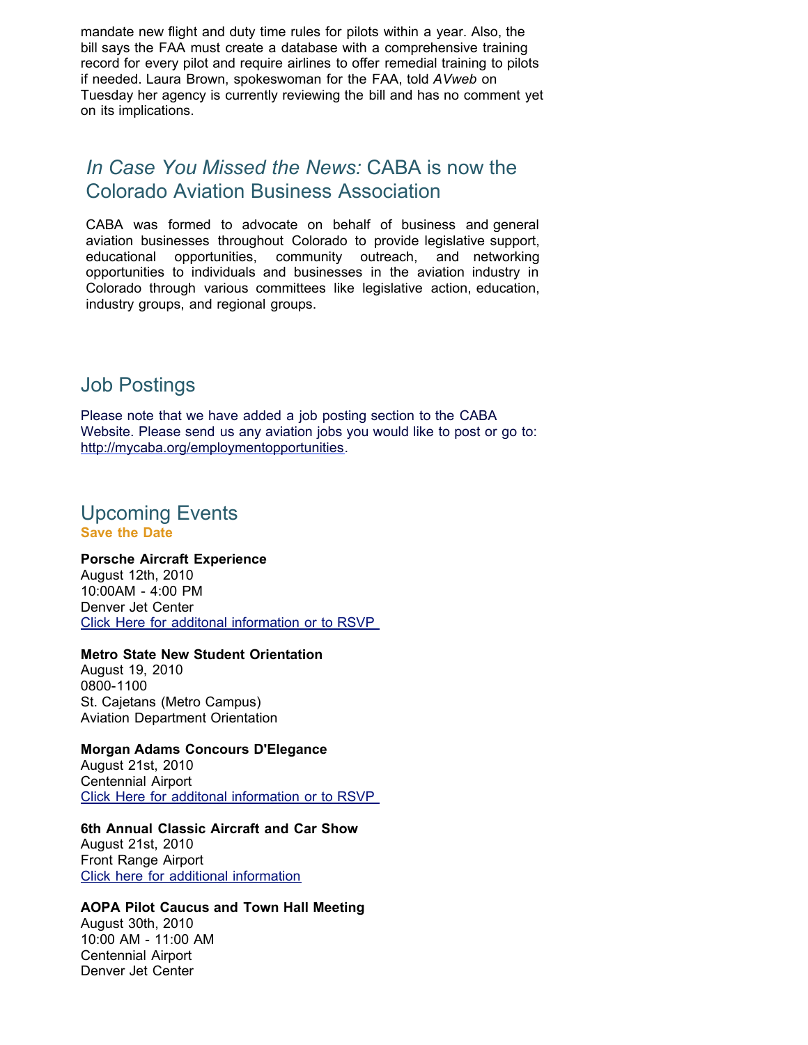mandate new flight and duty time rules for pilots within a year. Also, the bill says the FAA must create a database with a comprehensive training record for every pilot and require airlines to offer remedial training to pilots if needed. Laura Brown, spokeswoman for the FAA, told *AVweb* on Tuesday her agency is currently reviewing the bill and has no comment yet on its implications.

## *In Case You Missed the News:* CABA is now the Colorado Aviation Business Association

CABA was formed to advocate on behalf of business and general aviation businesses throughout Colorado to provide legislative support, educational opportunities, community outreach, and networking opportunities to individuals and businesses in the aviation industry in Colorado through various committees like legislative action, education, industry groups, and regional groups.

## Job Postings

Please note that we have added a job posting section to the CABA Website. Please send us any aviation jobs you would like to post or go to: http://mycaba.org/employmentopportunities.

## Upcoming Events

**Save the Date**

**Porsche Aircraft Experience**
August 12th, 2010
10:00AM - 4:00 PM
Denver Jet Center
Click Here for additonal information or to RSVP

**Metro State New Student Orientation**
August 19, 2010
0800-1100
St. Cajetans (Metro Campus)
Aviation Department Orientation

**Morgan Adams Concours D'Elegance**
August 21st, 2010
Centennial Airport
Click Here for additonal information or to RSVP

**6th Annual Classic Aircraft and Car Show**
August 21st, 2010
Front Range Airport
Click here for additional information

**AOPA Pilot Caucus and Town Hall Meeting**
August 30th, 2010
10:00 AM - 11:00 AM
Centennial Airport
Denver Jet Center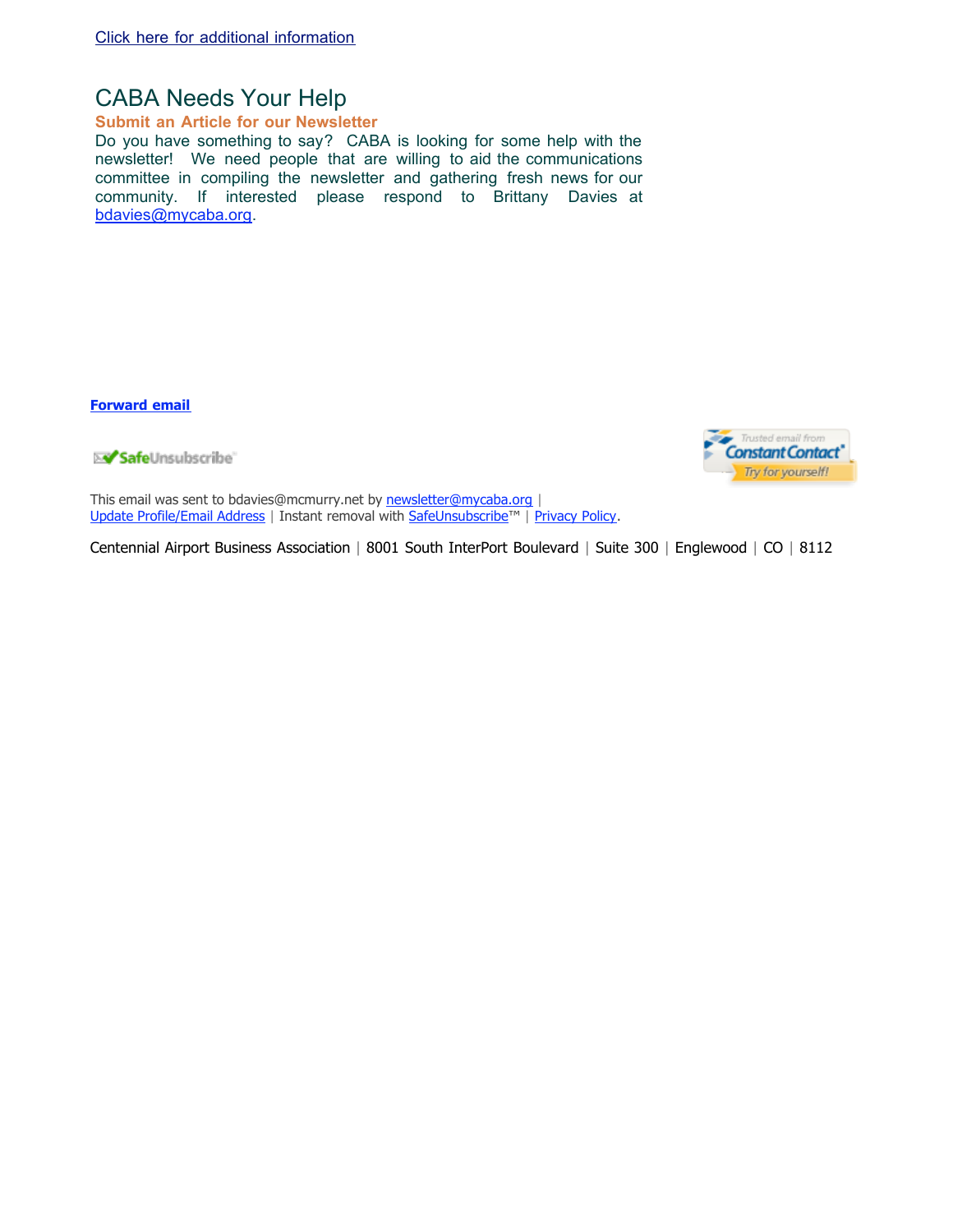Click here for additional information

## CABA Needs Your Help

### Submit an Article for our Newsletter

Do you have something to say? CABA is looking for some help with the newsletter! We need people that are willing to aid the communications committee in compiling the newsletter and gathering fresh news for our community. If interested please respond to Brittany Davies at bdavies@mycaba.org.

**Forward email**

SafeUnsubscribe

Trusted email from Constant Contact Try for yourself!

This email was sent to bdavies@mcmurry.net by newsletter@mycaba.org | Update Profile/Email Address | Instant removal with SafeUnsubscribe™ | Privacy Policy.

Centennial Airport Business Association | 8001 South InterPort Boulevard | Suite 300 | Englewood | CO | 8112